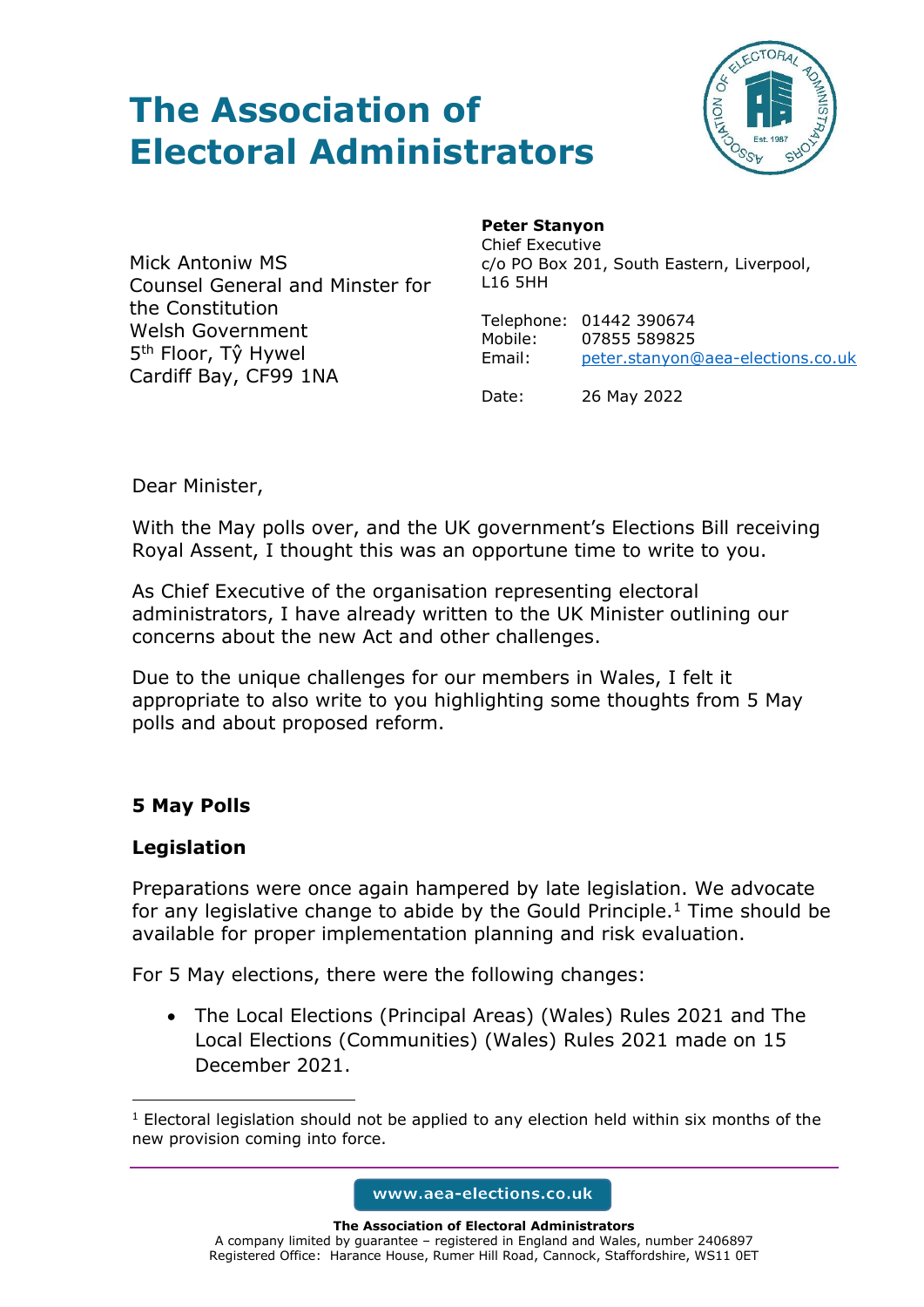# The Association of Electoral Administrators

Mick Antoniw MS
Counsel General and Minster for the Constitution
Welsh Government
5th Floor, Tŷ Hywel
Cardiff Bay, CF99 1NA

**Peter Stanyon**
Chief Executive
c/o PO Box 201, South Eastern, Liverpool, L16 5HH

Telephone: 01442 390674
Mobile: 07855 589825
Email: peter.stanyon@aea-elections.co.uk

Date: 26 May 2022

Dear Minister,

With the May polls over, and the UK government's Elections Bill receiving Royal Assent, I thought this was an opportune time to write to you.

As Chief Executive of the organisation representing electoral administrators, I have already written to the UK Minister outlining our concerns about the new Act and other challenges.

Due to the unique challenges for our members in Wales, I felt it appropriate to also write to you highlighting some thoughts from 5 May polls and about proposed reform.

## 5 May Polls

### Legislation

Preparations were once again hampered by late legislation. We advocate for any legislative change to abide by the Gould Principle.[1] Time should be available for proper implementation planning and risk evaluation.

For 5 May elections, there were the following changes:

- The Local Elections (Principal Areas) (Wales) Rules 2021 and The Local Elections (Communities) (Wales) Rules 2021 made on 15 December 2021.

[1] Electoral legislation should not be applied to any election held within six months of the new provision coming into force.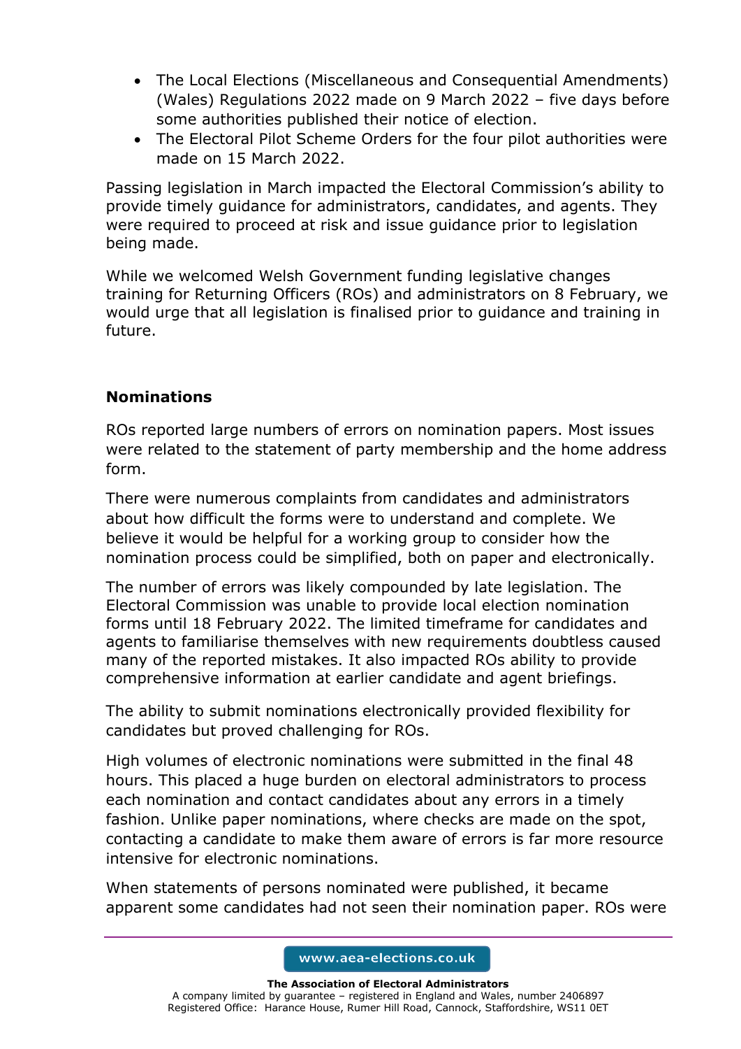- The Local Elections (Miscellaneous and Consequential Amendments) (Wales) Regulations 2022 made on 9 March 2022 – five days before some authorities published their notice of election.
- The Electoral Pilot Scheme Orders for the four pilot authorities were made on 15 March 2022.

Passing legislation in March impacted the Electoral Commission's ability to provide timely guidance for administrators, candidates, and agents. They were required to proceed at risk and issue guidance prior to legislation being made.

While we welcomed Welsh Government funding legislative changes training for Returning Officers (ROs) and administrators on 8 February, we would urge that all legislation is finalised prior to guidance and training in future.

## Nominations

ROs reported large numbers of errors on nomination papers. Most issues were related to the statement of party membership and the home address form.

There were numerous complaints from candidates and administrators about how difficult the forms were to understand and complete. We believe it would be helpful for a working group to consider how the nomination process could be simplified, both on paper and electronically.

The number of errors was likely compounded by late legislation. The Electoral Commission was unable to provide local election nomination forms until 18 February 2022. The limited timeframe for candidates and agents to familiarise themselves with new requirements doubtless caused many of the reported mistakes. It also impacted ROs ability to provide comprehensive information at earlier candidate and agent briefings.

The ability to submit nominations electronically provided flexibility for candidates but proved challenging for ROs.

High volumes of electronic nominations were submitted in the final 48 hours. This placed a huge burden on electoral administrators to process each nomination and contact candidates about any errors in a timely fashion. Unlike paper nominations, where checks are made on the spot, contacting a candidate to make them aware of errors is far more resource intensive for electronic nominations.

When statements of persons nominated were published, it became apparent some candidates had not seen their nomination paper. ROs were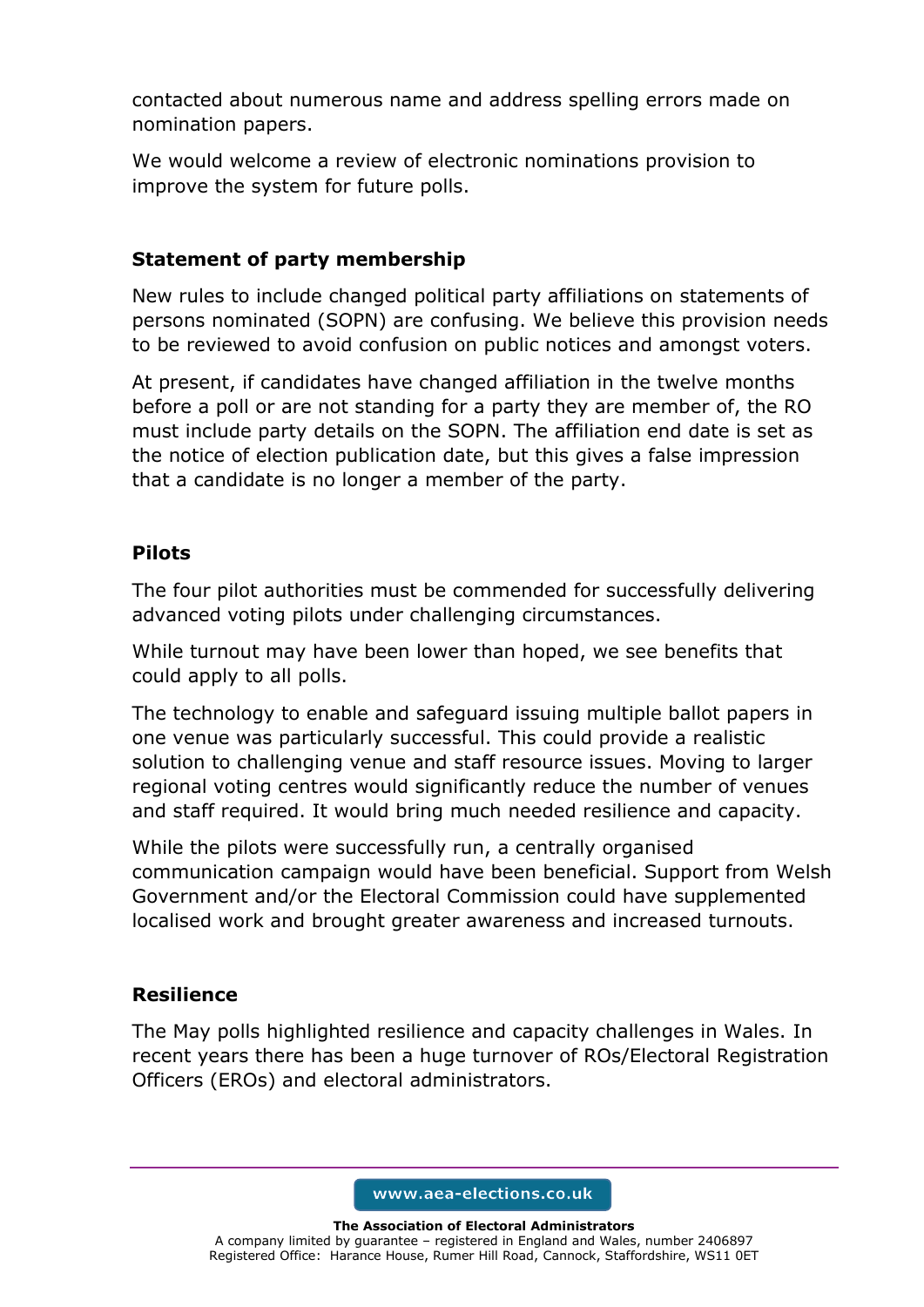contacted about numerous name and address spelling errors made on nomination papers.

We would welcome a review of electronic nominations provision to improve the system for future polls.

### Statement of party membership

New rules to include changed political party affiliations on statements of persons nominated (SOPN) are confusing. We believe this provision needs to be reviewed to avoid confusion on public notices and amongst voters.

At present, if candidates have changed affiliation in the twelve months before a poll or are not standing for a party they are member of, the RO must include party details on the SOPN. The affiliation end date is set as the notice of election publication date, but this gives a false impression that a candidate is no longer a member of the party.

### Pilots

The four pilot authorities must be commended for successfully delivering advanced voting pilots under challenging circumstances.

While turnout may have been lower than hoped, we see benefits that could apply to all polls.

The technology to enable and safeguard issuing multiple ballot papers in one venue was particularly successful. This could provide a realistic solution to challenging venue and staff resource issues. Moving to larger regional voting centres would significantly reduce the number of venues and staff required. It would bring much needed resilience and capacity.

While the pilots were successfully run, a centrally organised communication campaign would have been beneficial. Support from Welsh Government and/or the Electoral Commission could have supplemented localised work and brought greater awareness and increased turnouts.

### Resilience

The May polls highlighted resilience and capacity challenges in Wales. In recent years there has been a huge turnover of ROs/Electoral Registration Officers (EROs) and electoral administrators.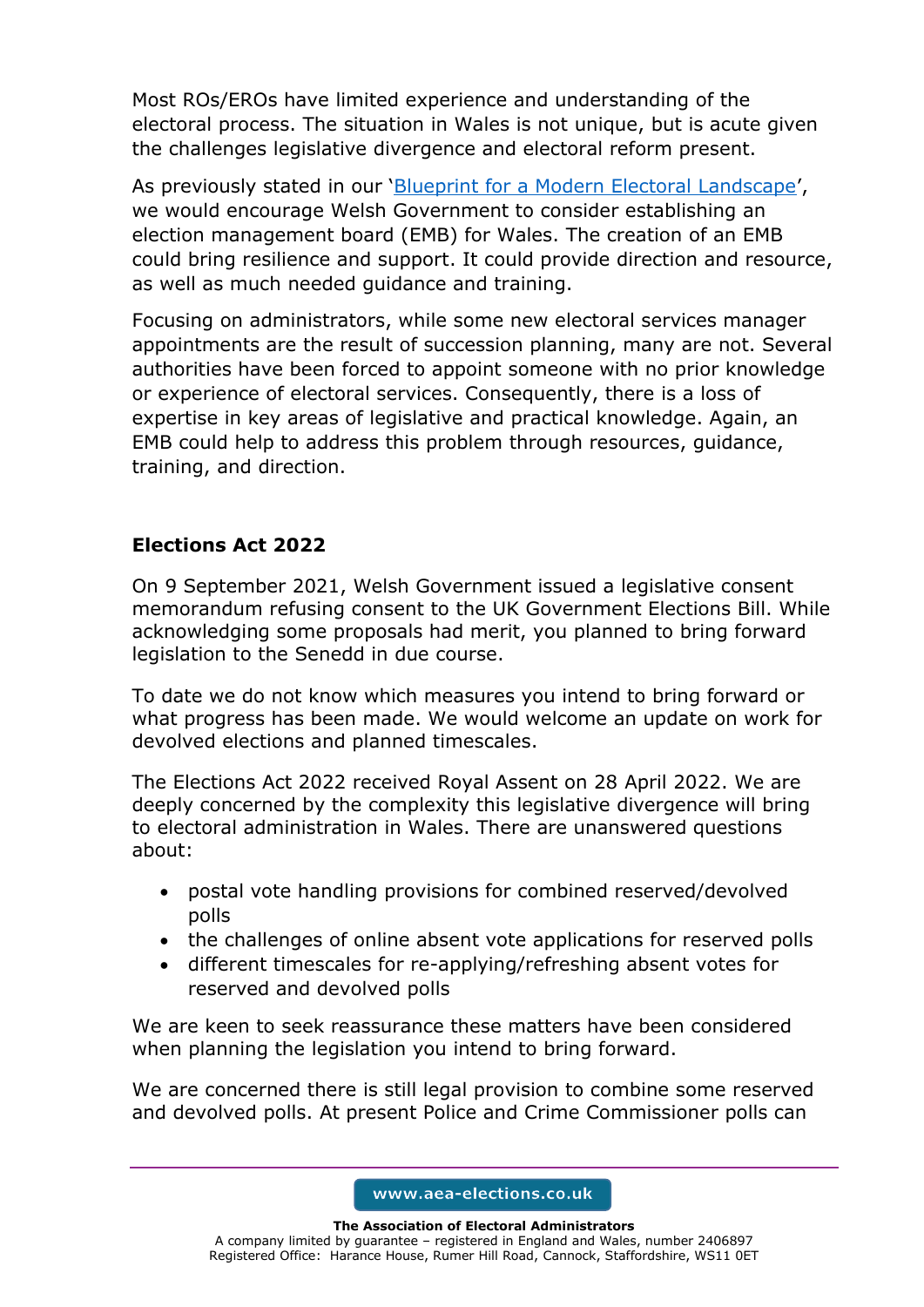Most ROs/EROs have limited experience and understanding of the electoral process. The situation in Wales is not unique, but is acute given the challenges legislative divergence and electoral reform present.

As previously stated in our '[Blueprint for a Modern Electoral Landscape](#)', we would encourage Welsh Government to consider establishing an election management board (EMB) for Wales. The creation of an EMB could bring resilience and support. It could provide direction and resource, as well as much needed guidance and training.

Focusing on administrators, while some new electoral services manager appointments are the result of succession planning, many are not. Several authorities have been forced to appoint someone with no prior knowledge or experience of electoral services. Consequently, there is a loss of expertise in key areas of legislative and practical knowledge. Again, an EMB could help to address this problem through resources, guidance, training, and direction.

## Elections Act 2022

On 9 September 2021, Welsh Government issued a legislative consent memorandum refusing consent to the UK Government Elections Bill. While acknowledging some proposals had merit, you planned to bring forward legislation to the Senedd in due course.

To date we do not know which measures you intend to bring forward or what progress has been made. We would welcome an update on work for devolved elections and planned timescales.

The Elections Act 2022 received Royal Assent on 28 April 2022. We are deeply concerned by the complexity this legislative divergence will bring to electoral administration in Wales. There are unanswered questions about:

- postal vote handling provisions for combined reserved/devolved polls
- the challenges of online absent vote applications for reserved polls
- different timescales for re-applying/refreshing absent votes for reserved and devolved polls

We are keen to seek reassurance these matters have been considered when planning the legislation you intend to bring forward.

We are concerned there is still legal provision to combine some reserved and devolved polls. At present Police and Crime Commissioner polls can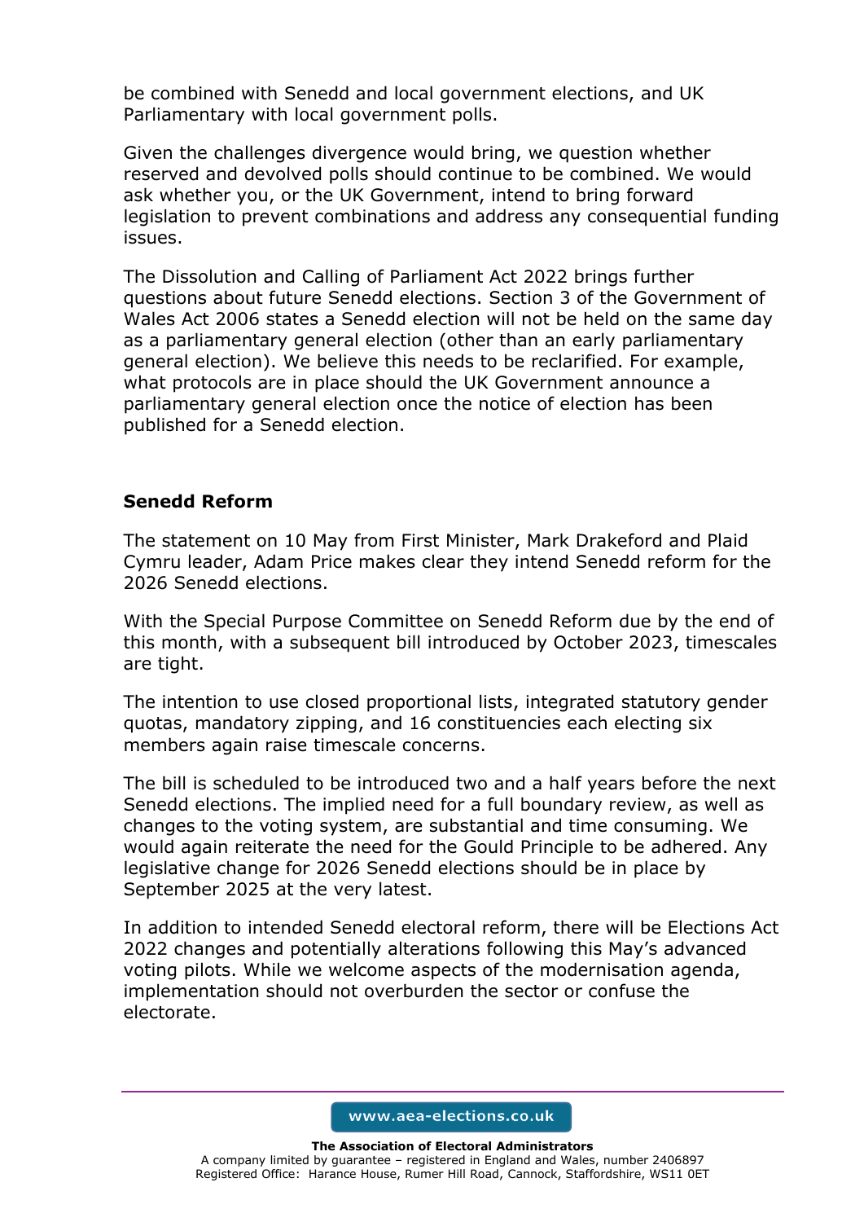be combined with Senedd and local government elections, and UK Parliamentary with local government polls.

Given the challenges divergence would bring, we question whether reserved and devolved polls should continue to be combined. We would ask whether you, or the UK Government, intend to bring forward legislation to prevent combinations and address any consequential funding issues.

The Dissolution and Calling of Parliament Act 2022 brings further questions about future Senedd elections. Section 3 of the Government of Wales Act 2006 states a Senedd election will not be held on the same day as a parliamentary general election (other than an early parliamentary general election). We believe this needs to be reclarified. For example, what protocols are in place should the UK Government announce a parliamentary general election once the notice of election has been published for a Senedd election.

**Senedd Reform**

The statement on 10 May from First Minister, Mark Drakeford and Plaid Cymru leader, Adam Price makes clear they intend Senedd reform for the 2026 Senedd elections.

With the Special Purpose Committee on Senedd Reform due by the end of this month, with a subsequent bill introduced by October 2023, timescales are tight.

The intention to use closed proportional lists, integrated statutory gender quotas, mandatory zipping, and 16 constituencies each electing six members again raise timescale concerns.

The bill is scheduled to be introduced two and a half years before the next Senedd elections. The implied need for a full boundary review, as well as changes to the voting system, are substantial and time consuming. We would again reiterate the need for the Gould Principle to be adhered. Any legislative change for 2026 Senedd elections should be in place by September 2025 at the very latest.

In addition to intended Senedd electoral reform, there will be Elections Act 2022 changes and potentially alterations following this May's advanced voting pilots. While we welcome aspects of the modernisation agenda, implementation should not overburden the sector or confuse the electorate.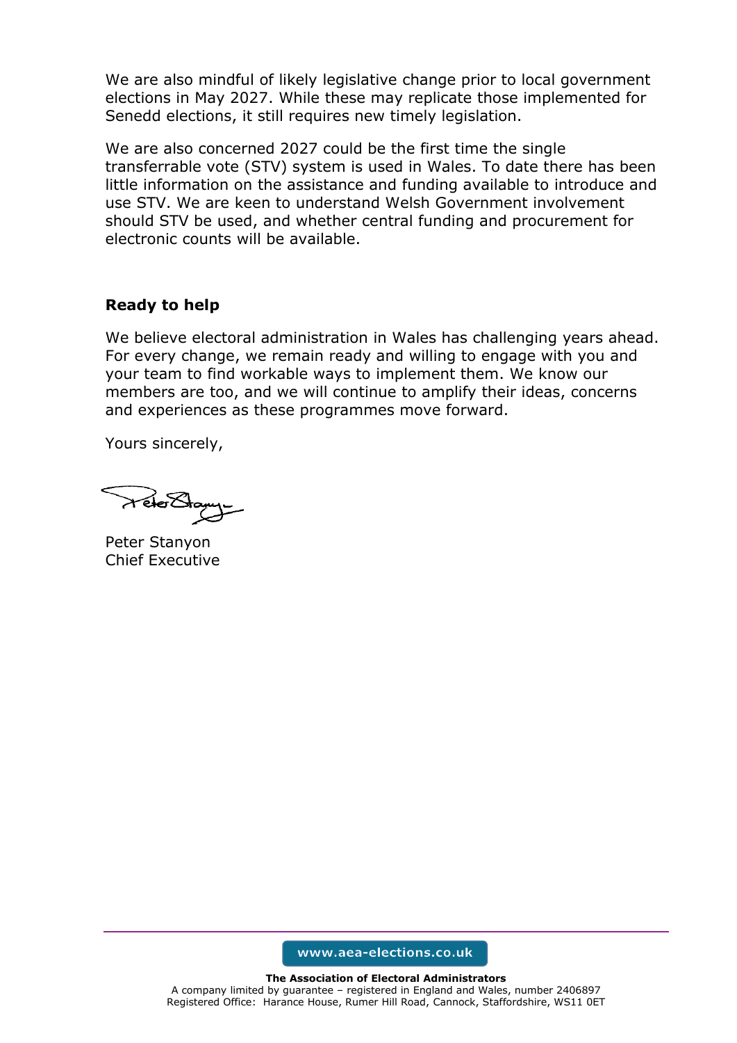We are also mindful of likely legislative change prior to local government elections in May 2027. While these may replicate those implemented for Senedd elections, it still requires new timely legislation.

We are also concerned 2027 could be the first time the single transferrable vote (STV) system is used in Wales. To date there has been little information on the assistance and funding available to introduce and use STV. We are keen to understand Welsh Government involvement should STV be used, and whether central funding and procurement for electronic counts will be available.

## Ready to help

We believe electoral administration in Wales has challenging years ahead. For every change, we remain ready and willing to engage with you and your team to find workable ways to implement them. We know our members are too, and we will continue to amplify their ideas, concerns and experiences as these programmes move forward.

Yours sincerely,

Peter Stanyon
Chief Executive

www.aea-elections.co.uk

**The Association of Electoral Administrators**
A company limited by guarantee – registered in England and Wales, number 2406897
Registered Office: Harance House, Rumer Hill Road, Cannock, Staffordshire, WS11 0ET